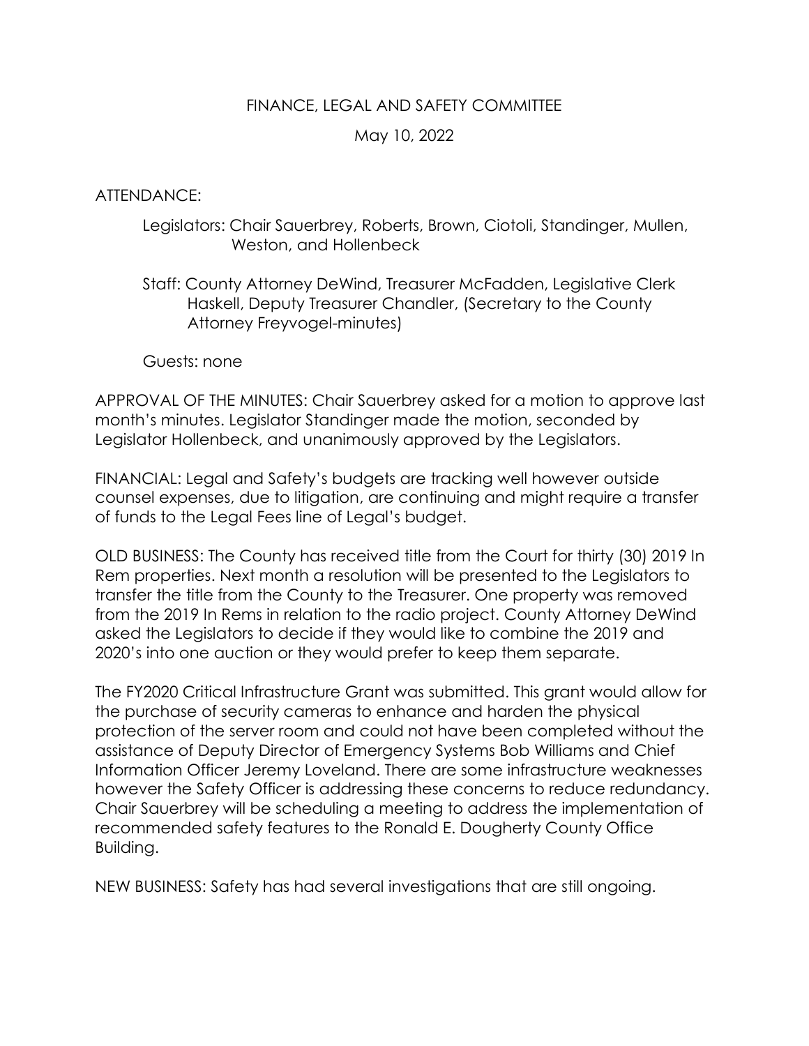# FINANCE, LEGAL AND SAFETY COMMITTEE

May 10, 2022

ATTENDANCE:

Legislators: Chair Sauerbrey, Roberts, Brown, Ciotoli, Standinger, Mullen, Weston, and Hollenbeck

Staff: County Attorney DeWind, Treasurer McFadden, Legislative Clerk Haskell, Deputy Treasurer Chandler, (Secretary to the County Attorney Freyvogel-minutes)

Guests: none

APPROVAL OF THE MINUTES: Chair Sauerbrey asked for a motion to approve last month's minutes. Legislator Standinger made the motion, seconded by Legislator Hollenbeck, and unanimously approved by the Legislators.

FINANCIAL: Legal and Safety's budgets are tracking well however outside counsel expenses, due to litigation, are continuing and might require a transfer of funds to the Legal Fees line of Legal's budget.

OLD BUSINESS: The County has received title from the Court for thirty (30) 2019 In Rem properties. Next month a resolution will be presented to the Legislators to transfer the title from the County to the Treasurer. One property was removed from the 2019 In Rems in relation to the radio project. County Attorney DeWind asked the Legislators to decide if they would like to combine the 2019 and 2020's into one auction or they would prefer to keep them separate.

The FY2020 Critical Infrastructure Grant was submitted. This grant would allow for the purchase of security cameras to enhance and harden the physical protection of the server room and could not have been completed without the assistance of Deputy Director of Emergency Systems Bob Williams and Chief Information Officer Jeremy Loveland. There are some infrastructure weaknesses however the Safety Officer is addressing these concerns to reduce redundancy. Chair Sauerbrey will be scheduling a meeting to address the implementation of recommended safety features to the Ronald E. Dougherty County Office Building.

NEW BUSINESS: Safety has had several investigations that are still ongoing.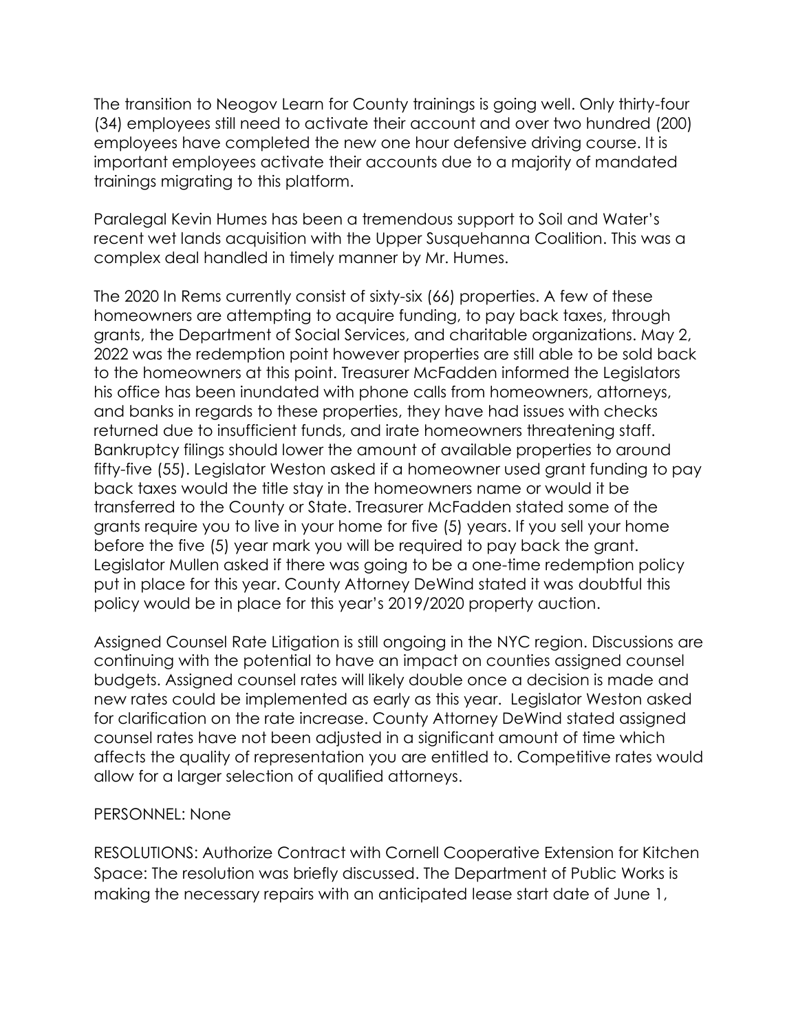The transition to Neogov Learn for County trainings is going well. Only thirty-four (34) employees still need to activate their account and over two hundred (200) employees have completed the new one hour defensive driving course. It is important employees activate their accounts due to a majority of mandated trainings migrating to this platform.

Paralegal Kevin Humes has been a tremendous support to Soil and Water's recent wet lands acquisition with the Upper Susquehanna Coalition. This was a complex deal handled in timely manner by Mr. Humes.

The 2020 In Rems currently consist of sixty-six (66) properties. A few of these homeowners are attempting to acquire funding, to pay back taxes, through grants, the Department of Social Services, and charitable organizations. May 2, 2022 was the redemption point however properties are still able to be sold back to the homeowners at this point. Treasurer McFadden informed the Legislators his office has been inundated with phone calls from homeowners, attorneys, and banks in regards to these properties, they have had issues with checks returned due to insufficient funds, and irate homeowners threatening staff. Bankruptcy filings should lower the amount of available properties to around fifty-five (55). Legislator Weston asked if a homeowner used grant funding to pay back taxes would the title stay in the homeowners name or would it be transferred to the County or State. Treasurer McFadden stated some of the grants require you to live in your home for five (5) years. If you sell your home before the five (5) year mark you will be required to pay back the grant. Legislator Mullen asked if there was going to be a one-time redemption policy put in place for this year. County Attorney DeWind stated it was doubtful this policy would be in place for this year's 2019/2020 property auction.

Assigned Counsel Rate Litigation is still ongoing in the NYC region. Discussions are continuing with the potential to have an impact on counties assigned counsel budgets. Assigned counsel rates will likely double once a decision is made and new rates could be implemented as early as this year. Legislator Weston asked for clarification on the rate increase. County Attorney DeWind stated assigned counsel rates have not been adjusted in a significant amount of time which affects the quality of representation you are entitled to. Competitive rates would allow for a larger selection of qualified attorneys.

PERSONNEL: None

RESOLUTIONS: Authorize Contract with Cornell Cooperative Extension for Kitchen Space: The resolution was briefly discussed. The Department of Public Works is making the necessary repairs with an anticipated lease start date of June 1,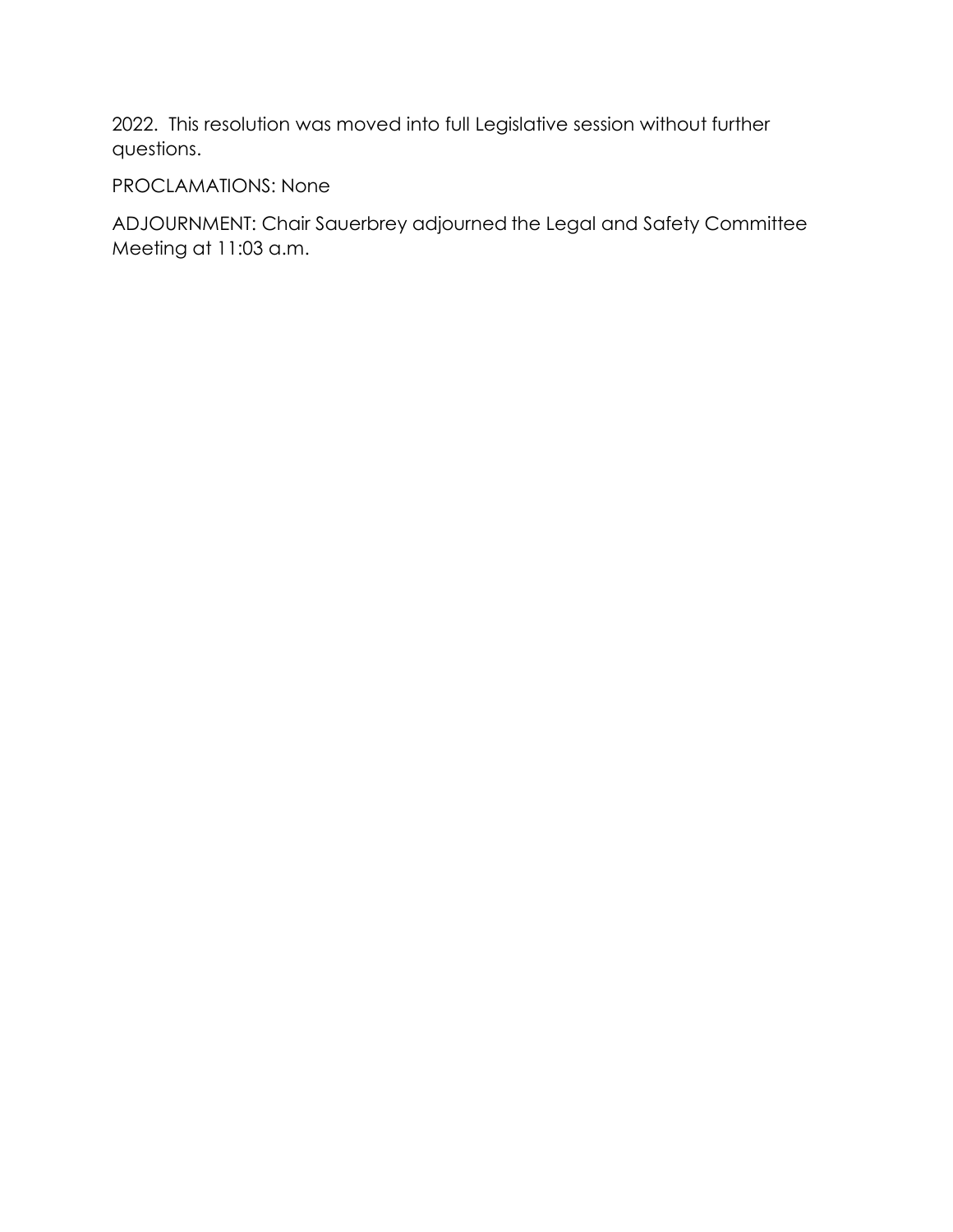2022. This resolution was moved into full Legislative session without further questions.

PROCLAMATIONS: None

ADJOURNMENT: Chair Sauerbrey adjourned the Legal and Safety Committee Meeting at 11:03 a.m.